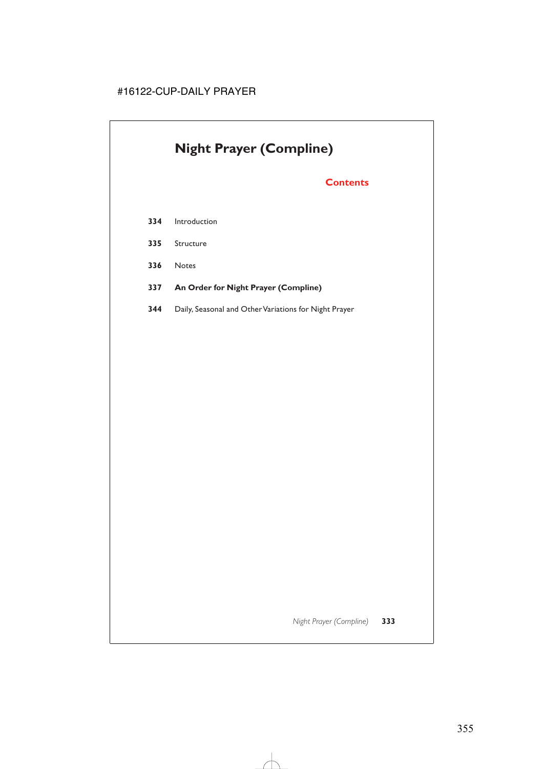# Night Prayer (Compline)

## Contents

| | |
|---|---|
| **334** | Introduction |
| **335** | Structure |
| **336** | Notes |
| **337** | **An Order for Night Prayer (Compline)** |
| **344** | Daily, Seasonal and Other Variations for Night Prayer |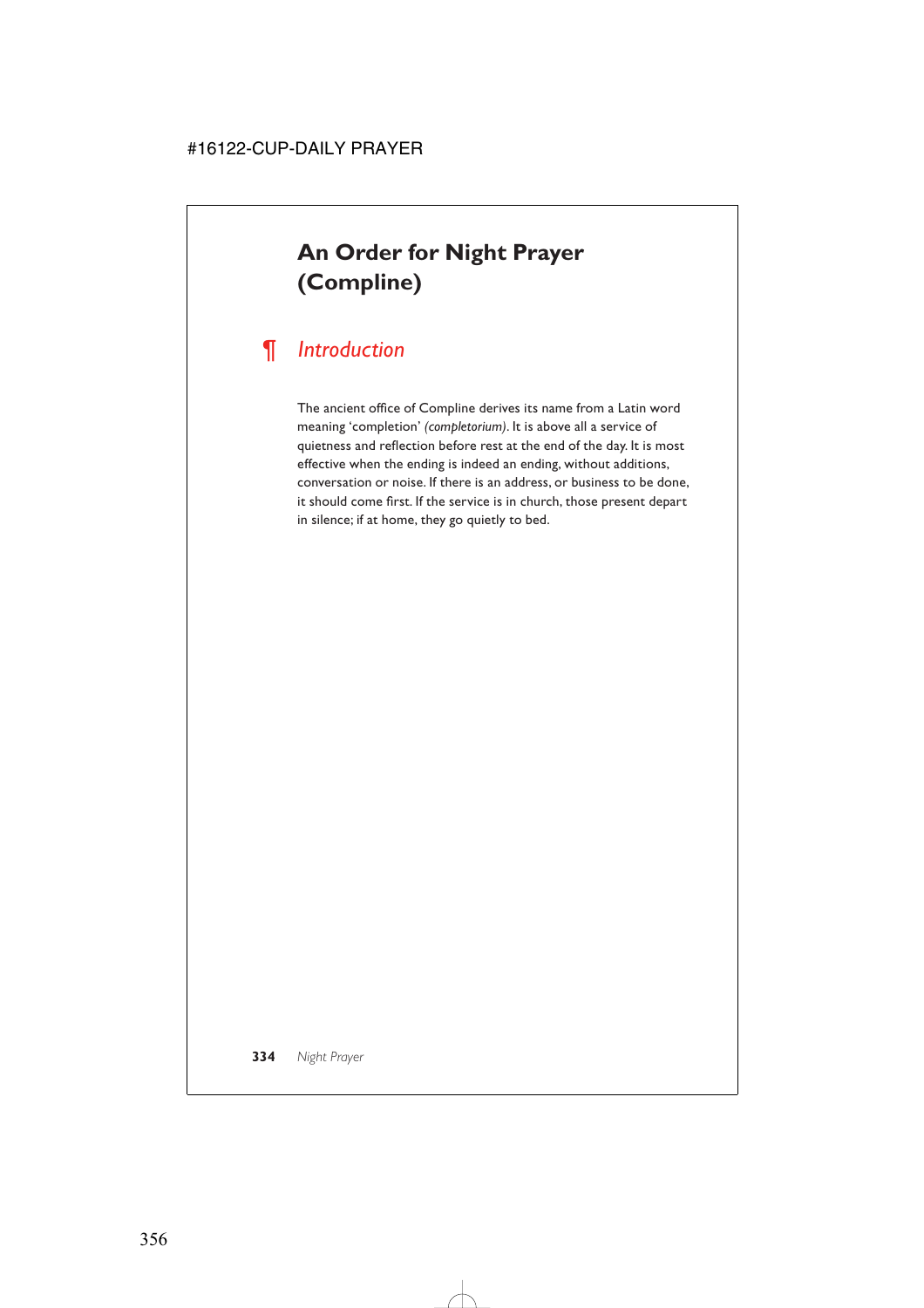# An Order for Night Prayer (Compline)

## ¶ *Introduction*

The ancient office of Compline derives its name from a Latin word meaning 'completion' *(completorium)*. It is above all a service of quietness and reflection before rest at the end of the day. It is most effective when the ending is indeed an ending, without additions, conversation or noise. If there is an address, or business to be done, it should come first. If the service is in church, those present depart in silence; if at home, they go quietly to bed.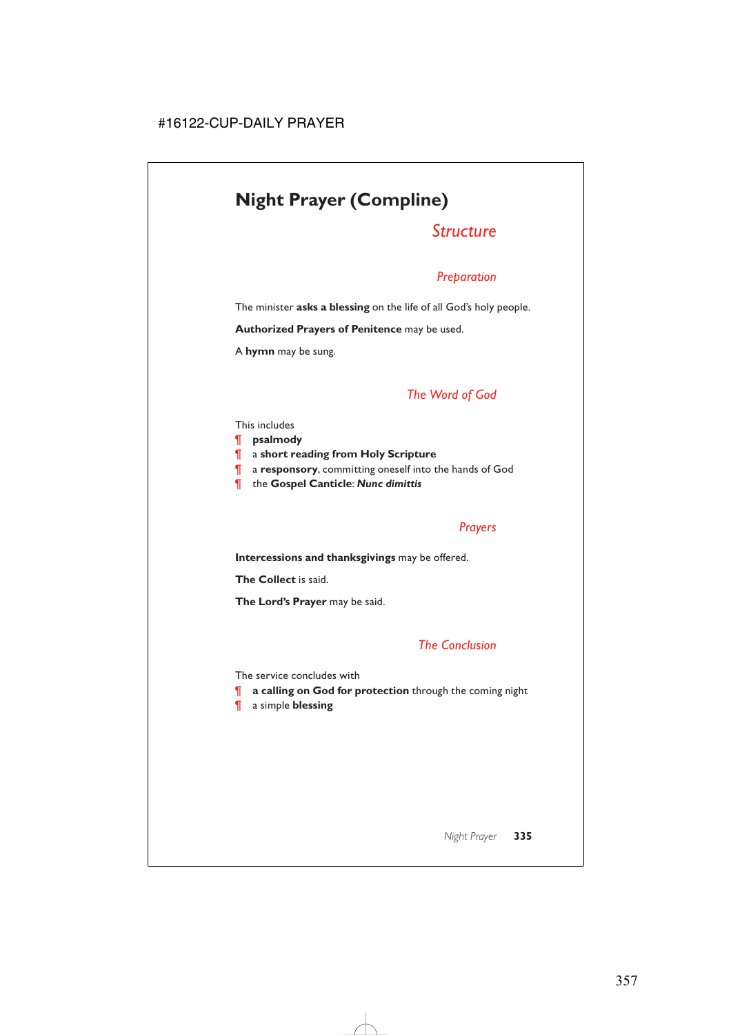# Night Prayer (Compline)

## *Structure*

### *Preparation*

The minister **asks a blessing** on the life of all God's holy people.

**Authorized Prayers of Penitence** may be used.

A **hymn** may be sung.

### *The Word of God*

This includes

- **psalmody**
- a **short reading from Holy Scripture**
- a **responsory**, committing oneself into the hands of God
- the **Gospel Canticle**: ***Nunc dimittis***

### *Prayers*

**Intercessions and thanksgivings** may be offered.

**The Collect** is said.

**The Lord's Prayer** may be said.

### *The Conclusion*

The service concludes with

- **a calling on God for protection** through the coming night
- a simple **blessing**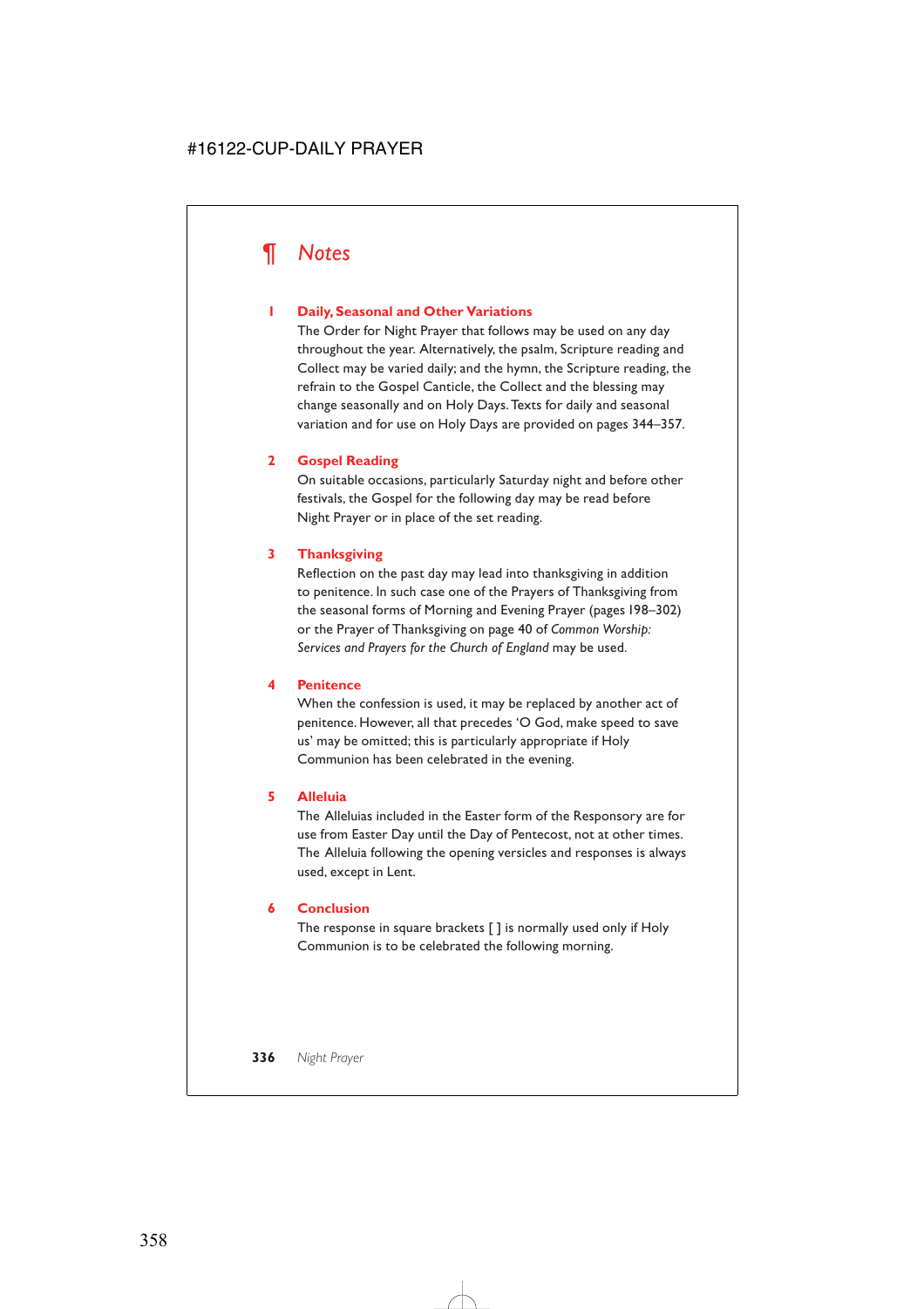# ¶ *Notes*

**1 Daily, Seasonal and Other Variations**

The Order for Night Prayer that follows may be used on any day throughout the year. Alternatively, the psalm, Scripture reading and Collect may be varied daily; and the hymn, the Scripture reading, the refrain to the Gospel Canticle, the Collect and the blessing may change seasonally and on Holy Days. Texts for daily and seasonal variation and for use on Holy Days are provided on pages 344–357.

**2 Gospel Reading**

On suitable occasions, particularly Saturday night and before other festivals, the Gospel for the following day may be read before Night Prayer or in place of the set reading.

**3 Thanksgiving**

Reflection on the past day may lead into thanksgiving in addition to penitence. In such case one of the Prayers of Thanksgiving from the seasonal forms of Morning and Evening Prayer (pages 198–302) or the Prayer of Thanksgiving on page 40 of *Common Worship: Services and Prayers for the Church of England* may be used.

**4 Penitence**

When the confession is used, it may be replaced by another act of penitence. However, all that precedes 'O God, make speed to save us' may be omitted; this is particularly appropriate if Holy Communion has been celebrated in the evening.

**5 Alleluia**

The Alleluias included in the Easter form of the Responsory are for use from Easter Day until the Day of Pentecost, not at other times. The Alleluia following the opening versicles and responses is always used, except in Lent.

**6 Conclusion**

The response in square brackets [ ] is normally used only if Holy Communion is to be celebrated the following morning.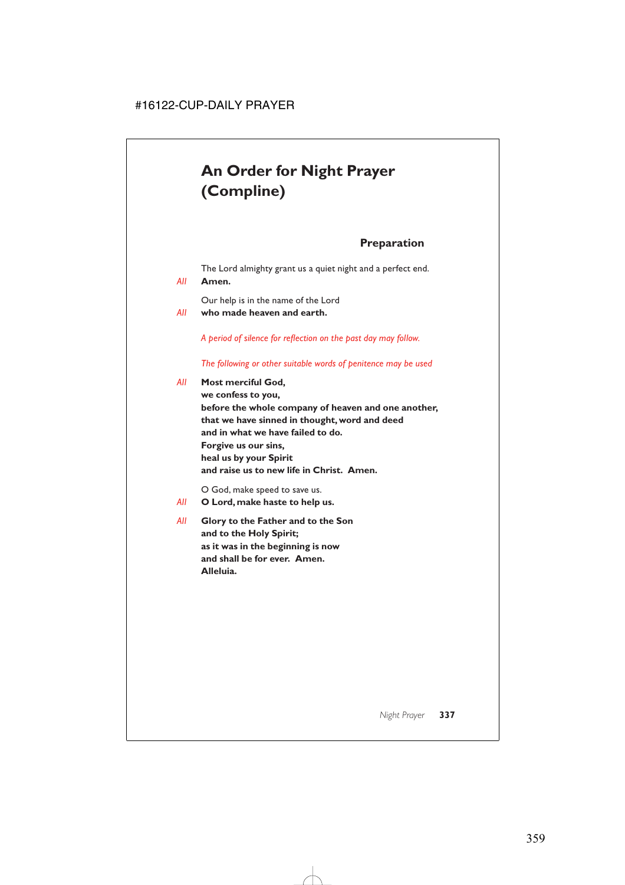# An Order for Night Prayer (Compline)

## Preparation

The Lord almighty grant us a quiet night and a perfect end.
*All* **Amen.**

Our help is in the name of the Lord
*All* **who made heaven and earth.**

*A period of silence for reflection on the past day may follow.*

*The following or other suitable words of penitence may be used*

*All* **Most merciful God,**
**we confess to you,**
**before the whole company of heaven and one another,**
**that we have sinned in thought, word and deed**
**and in what we have failed to do.**
**Forgive us our sins,**
**heal us by your Spirit**
**and raise us to new life in Christ. Amen.**

O God, make speed to save us.
*All* **O Lord, make haste to help us.**

*All* **Glory to the Father and to the Son**
**and to the Holy Spirit;**
**as it was in the beginning is now**
**and shall be for ever. Amen.**
**Alleluia.**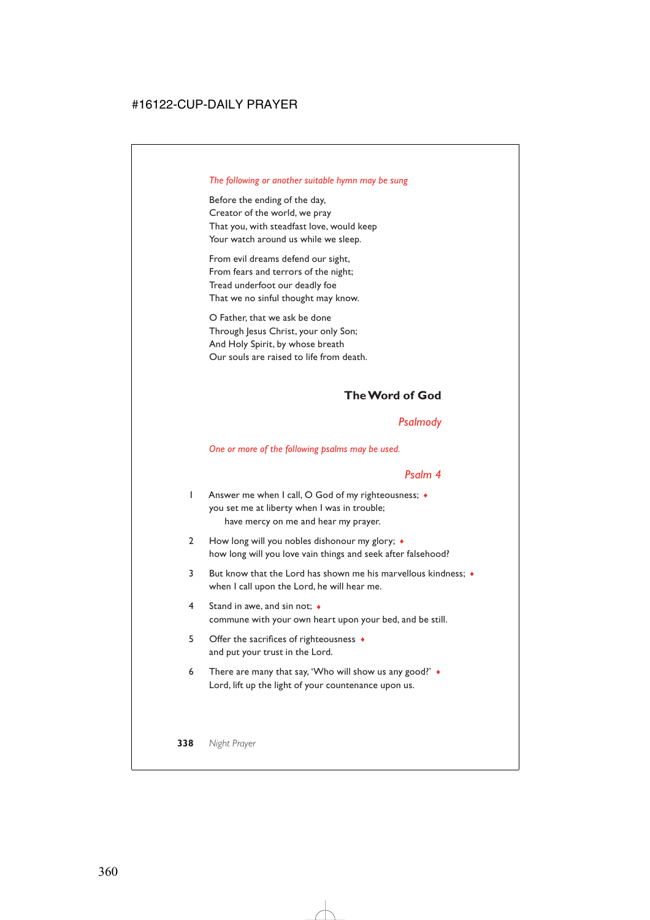*The following or another suitable hymn may be sung*

Before the ending of the day,
Creator of the world, we pray
That you, with steadfast love, would keep
Your watch around us while we sleep.

From evil dreams defend our sight,
From fears and terrors of the night;
Tread underfoot our deadly foe
That we no sinful thought may know.

O Father, that we ask be done
Through Jesus Christ, your only Son;
And Holy Spirit, by whose breath
Our souls are raised to life from death.

## The Word of God

### *Psalmody*

*One or more of the following psalms may be used.*

### *Psalm 4*

1 Answer me when I call, O God of my righteousness; ♦
you set me at liberty when I was in trouble;
  have mercy on me and hear my prayer.

2 How long will you nobles dishonour my glory; ♦
how long will you love vain things and seek after falsehood?

3 But know that the Lord has shown me his marvellous kindness; ♦
when I call upon the Lord, he will hear me.

4 Stand in awe, and sin not; ♦
commune with your own heart upon your bed, and be still.

5 Offer the sacrifices of righteousness ♦
and put your trust in the Lord.

6 There are many that say, 'Who will show us any good?' ♦
Lord, lift up the light of your countenance upon us.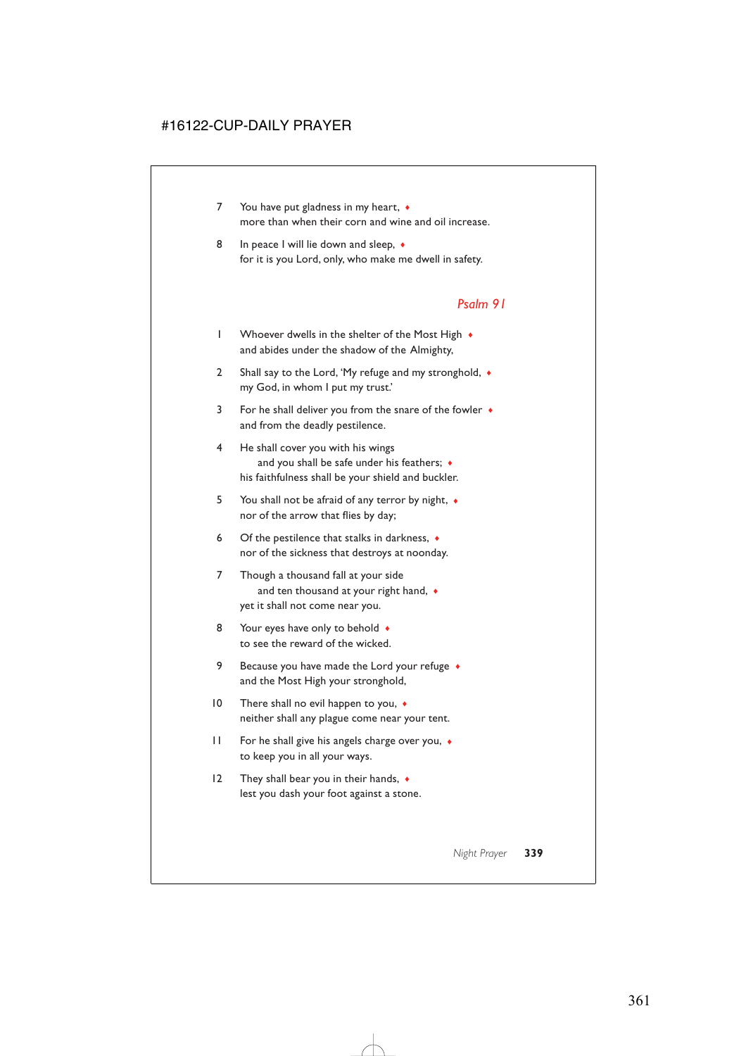7 You have put gladness in my heart, ♦
more than when their corn and wine and oil increase.

8 In peace I will lie down and sleep, ♦
for it is you Lord, only, who make me dwell in safety.

### *Psalm 91*

1 Whoever dwells in the shelter of the Most High ♦
and abides under the shadow of the Almighty,

2 Shall say to the Lord, 'My refuge and my stronghold, ♦
my God, in whom I put my trust.'

3 For he shall deliver you from the snare of the fowler ♦
and from the deadly pestilence.

4 He shall cover you with his wings
  and you shall be safe under his feathers; ♦
his faithfulness shall be your shield and buckler.

5 You shall not be afraid of any terror by night, ♦
nor of the arrow that flies by day;

6 Of the pestilence that stalks in darkness, ♦
nor of the sickness that destroys at noonday.

7 Though a thousand fall at your side
  and ten thousand at your right hand, ♦
yet it shall not come near you.

8 Your eyes have only to behold ♦
to see the reward of the wicked.

9 Because you have made the Lord your refuge ♦
and the Most High your stronghold,

10 There shall no evil happen to you, ♦
neither shall any plague come near your tent.

11 For he shall give his angels charge over you, ♦
to keep you in all your ways.

12 They shall bear you in their hands, ♦
lest you dash your foot against a stone.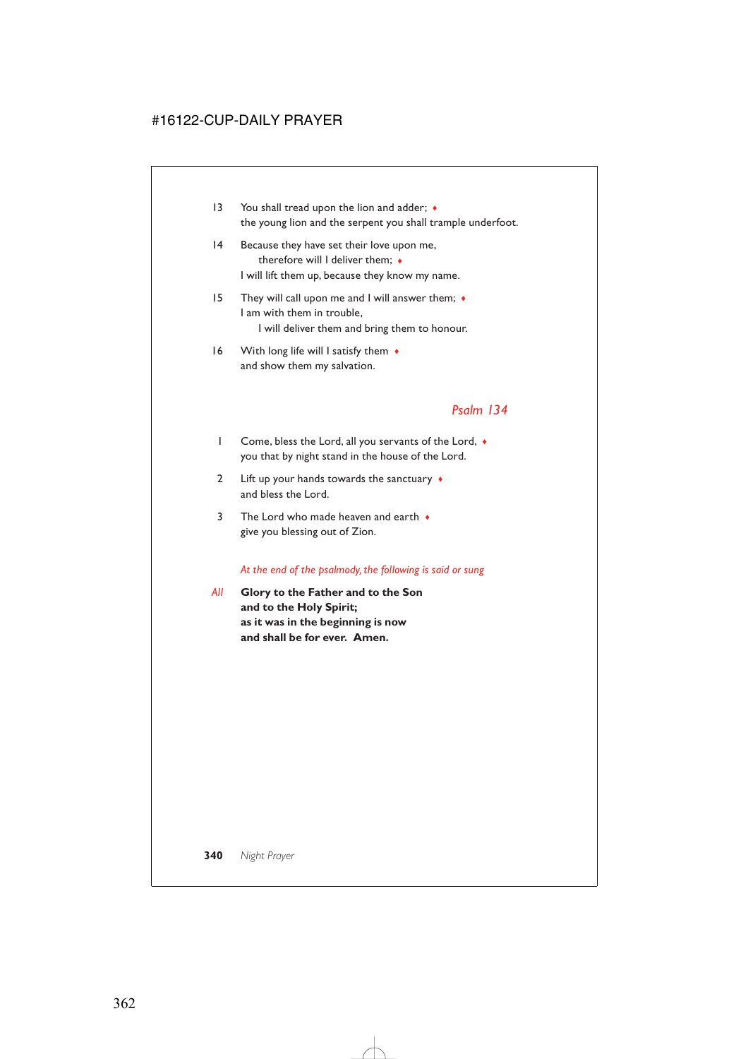13 You shall tread upon the lion and adder; ♦
the young lion and the serpent you shall trample underfoot.

14 Because they have set their love upon me,
therefore will I deliver them; ♦
I will lift them up, because they know my name.

15 They will call upon me and I will answer them; ♦
I am with them in trouble,
I will deliver them and bring them to honour.

16 With long life will I satisfy them ♦
and show them my salvation.

## *Psalm 134*

1 Come, bless the Lord, all you servants of the Lord, ♦
you that by night stand in the house of the Lord.

2 Lift up your hands towards the sanctuary ♦
and bless the Lord.

3 The Lord who made heaven and earth ♦
give you blessing out of Zion.

*At the end of the psalmody, the following is said or sung*

*All* **Glory to the Father and to the Son**
**and to the Holy Spirit;**
**as it was in the beginning is now**
**and shall be for ever. Amen.**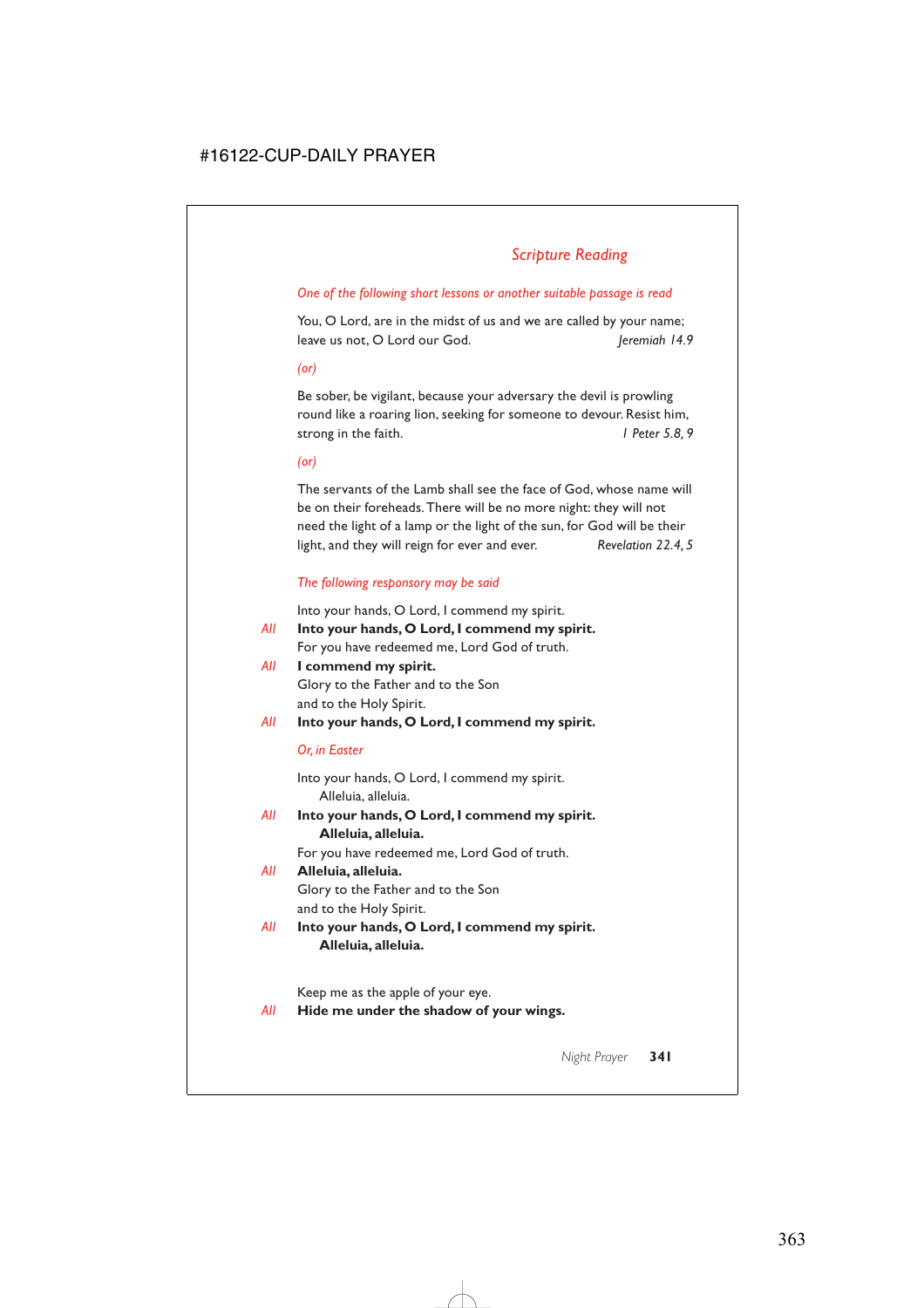## *Scripture Reading*

*One of the following short lessons or another suitable passage is read*

You, O Lord, are in the midst of us and we are called by your name; leave us not, O Lord our God. *Jeremiah 14.9*

*(or)*

Be sober, be vigilant, because your adversary the devil is prowling round like a roaring lion, seeking for someone to devour. Resist him, strong in the faith. *1 Peter 5.8, 9*

*(or)*

The servants of the Lamb shall see the face of God, whose name will be on their foreheads. There will be no more night: they will not need the light of a lamp or the light of the sun, for God will be their light, and they will reign for ever and ever. *Revelation 22.4, 5*

*The following responsory may be said*

Into your hands, O Lord, I commend my spirit.
*All* **Into your hands, O Lord, I commend my spirit.**
For you have redeemed me, Lord God of truth.
*All* **I commend my spirit.**
Glory to the Father and to the Son
and to the Holy Spirit.
*All* **Into your hands, O Lord, I commend my spirit.**

*Or, in Easter*

Into your hands, O Lord, I commend my spirit.
Alleluia, alleluia.
*All* **Into your hands, O Lord, I commend my spirit.**
**Alleluia, alleluia.**
For you have redeemed me, Lord God of truth.
*All* **Alleluia, alleluia.**
Glory to the Father and to the Son
and to the Holy Spirit.
*All* **Into your hands, O Lord, I commend my spirit.**
**Alleluia, alleluia.**

Keep me as the apple of your eye.
*All* **Hide me under the shadow of your wings.**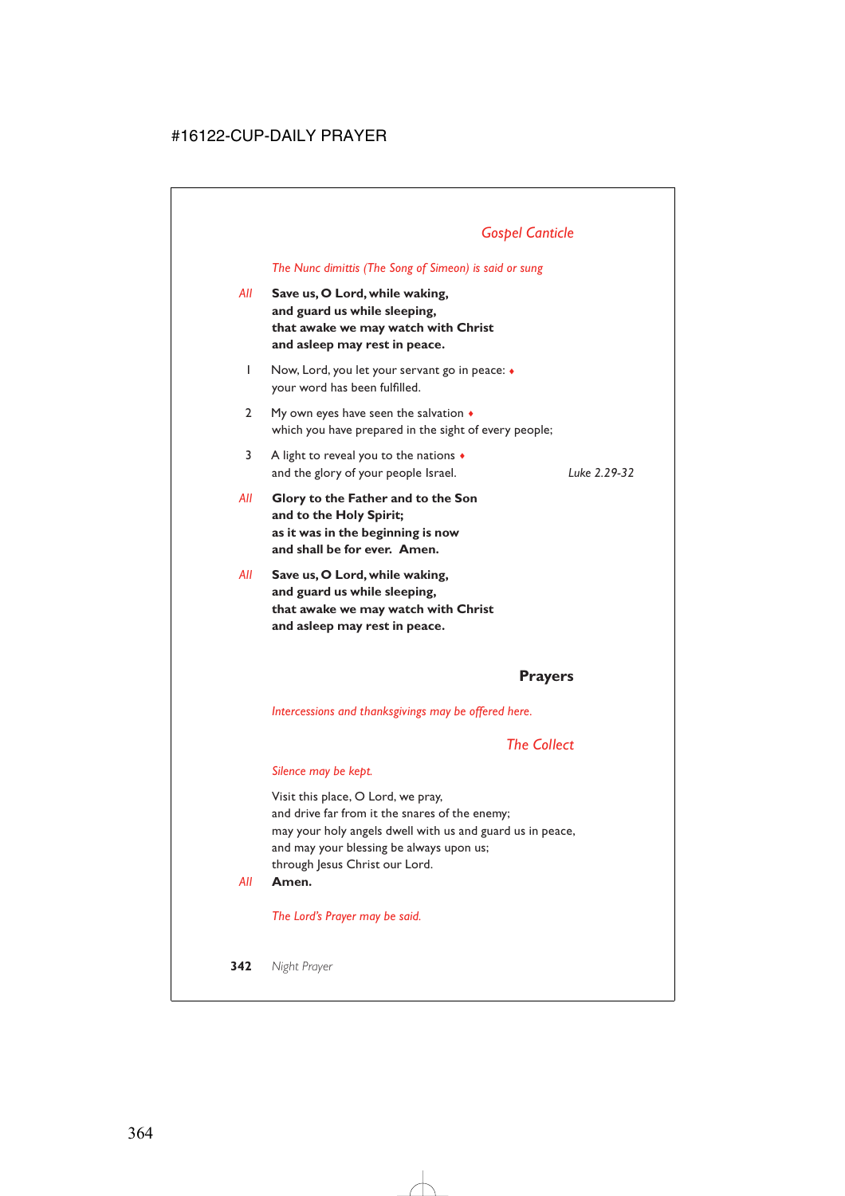## *Gospel Canticle*

*The Nunc dimittis (The Song of Simeon) is said or sung*

*All* **Save us, O Lord, while waking,**
**and guard us while sleeping,**
**that awake we may watch with Christ**
**and asleep may rest in peace.**

1 Now, Lord, you let your servant go in peace: ♦
your word has been fulfilled.

2 My own eyes have seen the salvation ♦
which you have prepared in the sight of every people;

3 A light to reveal you to the nations ♦
and the glory of your people Israel. *Luke 2.29-32*

*All* **Glory to the Father and to the Son**
**and to the Holy Spirit;**
**as it was in the beginning is now**
**and shall be for ever. Amen.**

*All* **Save us, O Lord, while waking,**
**and guard us while sleeping,**
**that awake we may watch with Christ**
**and asleep may rest in peace.**

## Prayers

*Intercessions and thanksgivings may be offered here.*

## *The Collect*

*Silence may be kept.*

Visit this place, O Lord, we pray,
and drive far from it the snares of the enemy;
may your holy angels dwell with us and guard us in peace,
and may your blessing be always upon us;
through Jesus Christ our Lord.

*All* **Amen.**

*The Lord's Prayer may be said.*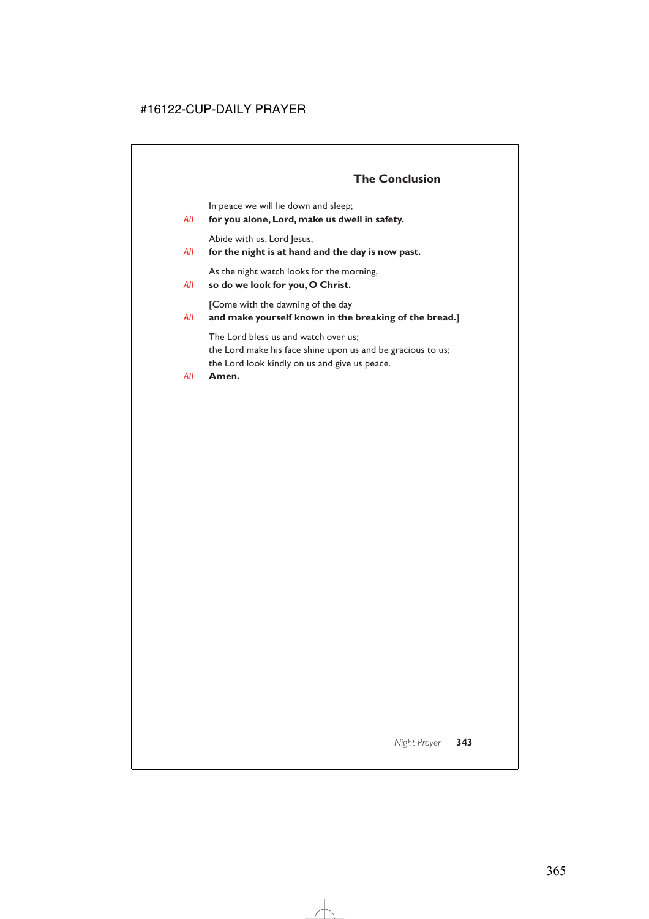## The Conclusion

In peace we will lie down and sleep;

*All* **for you alone, Lord, make us dwell in safety.**

Abide with us, Lord Jesus,

*All* **for the night is at hand and the day is now past.**

As the night watch looks for the morning,

*All* **so do we look for you, O Christ.**

[Come with the dawning of the day

*All* **and make yourself known in the breaking of the bread.**]

The Lord bless us and watch over us;
the Lord make his face shine upon us and be gracious to us;
the Lord look kindly on us and give us peace.

*All* **Amen.**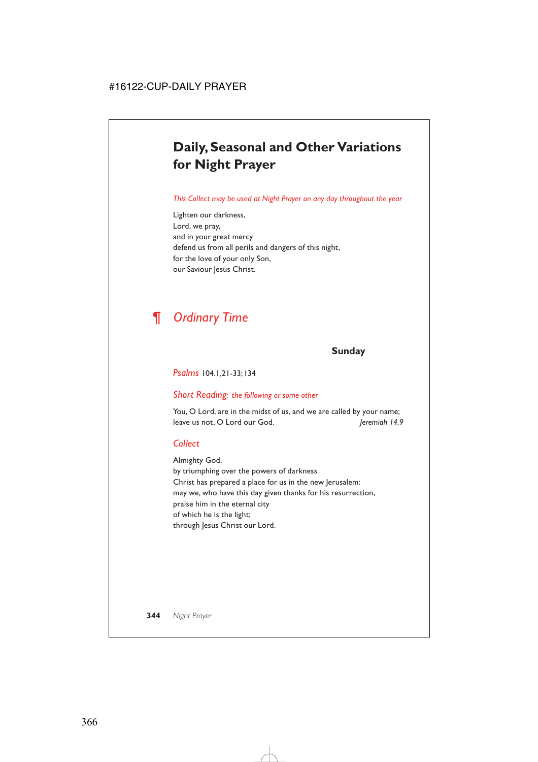# Daily, Seasonal and Other Variations for Night Prayer

*This Collect may be used at Night Prayer on any day throughout the year*

Lighten our darkness,
Lord, we pray,
and in your great mercy
defend us from all perils and dangers of this night,
for the love of your only Son,
our Saviour Jesus Christ.

## ¶ *Ordinary Time*

### Sunday

*Psalms* 104.1,21-33; 134

*Short Reading: the following or some other*

You, O Lord, are in the midst of us, and we are called by your name;
leave us not, O Lord our God. *Jeremiah 14.9*

*Collect*

Almighty God,
by triumphing over the powers of darkness
Christ has prepared a place for us in the new Jerusalem:
may we, who have this day given thanks for his resurrection,
praise him in the eternal city
of which he is the light;
through Jesus Christ our Lord.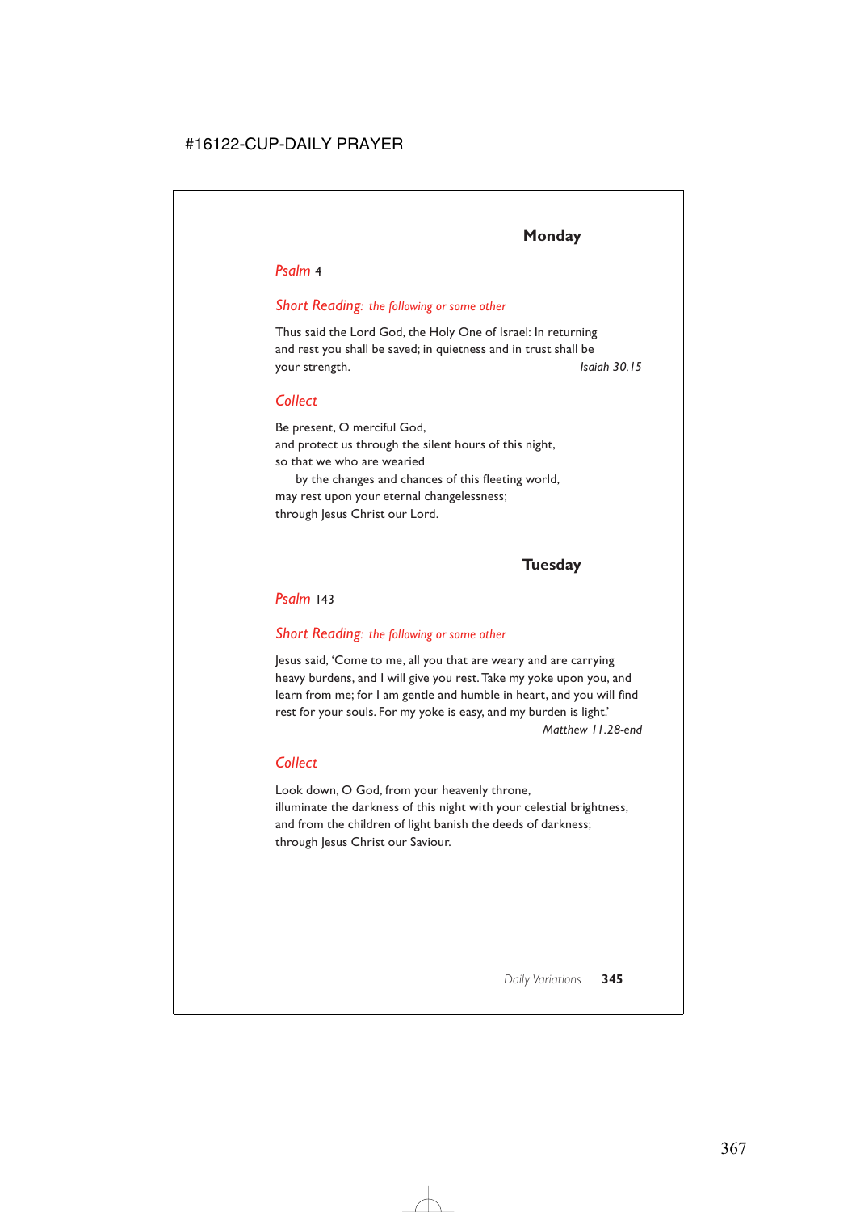## Monday

*Psalm* 4

*Short Reading: the following or some other*

Thus said the Lord God, the Holy One of Israel: In returning and rest you shall be saved; in quietness and in trust shall be your strength. *Isaiah 30.15*

*Collect*

Be present, O merciful God,
and protect us through the silent hours of this night,
so that we who are wearied
    by the changes and chances of this fleeting world,
may rest upon your eternal changelessness;
through Jesus Christ our Lord.

## Tuesday

*Psalm* 143

*Short Reading: the following or some other*

Jesus said, 'Come to me, all you that are weary and are carrying heavy burdens, and I will give you rest. Take my yoke upon you, and learn from me; for I am gentle and humble in heart, and you will find rest for your souls. For my yoke is easy, and my burden is light.'
*Matthew 11.28-end*

*Collect*

Look down, O God, from your heavenly throne,
illuminate the darkness of this night with your celestial brightness,
and from the children of light banish the deeds of darkness;
through Jesus Christ our Saviour.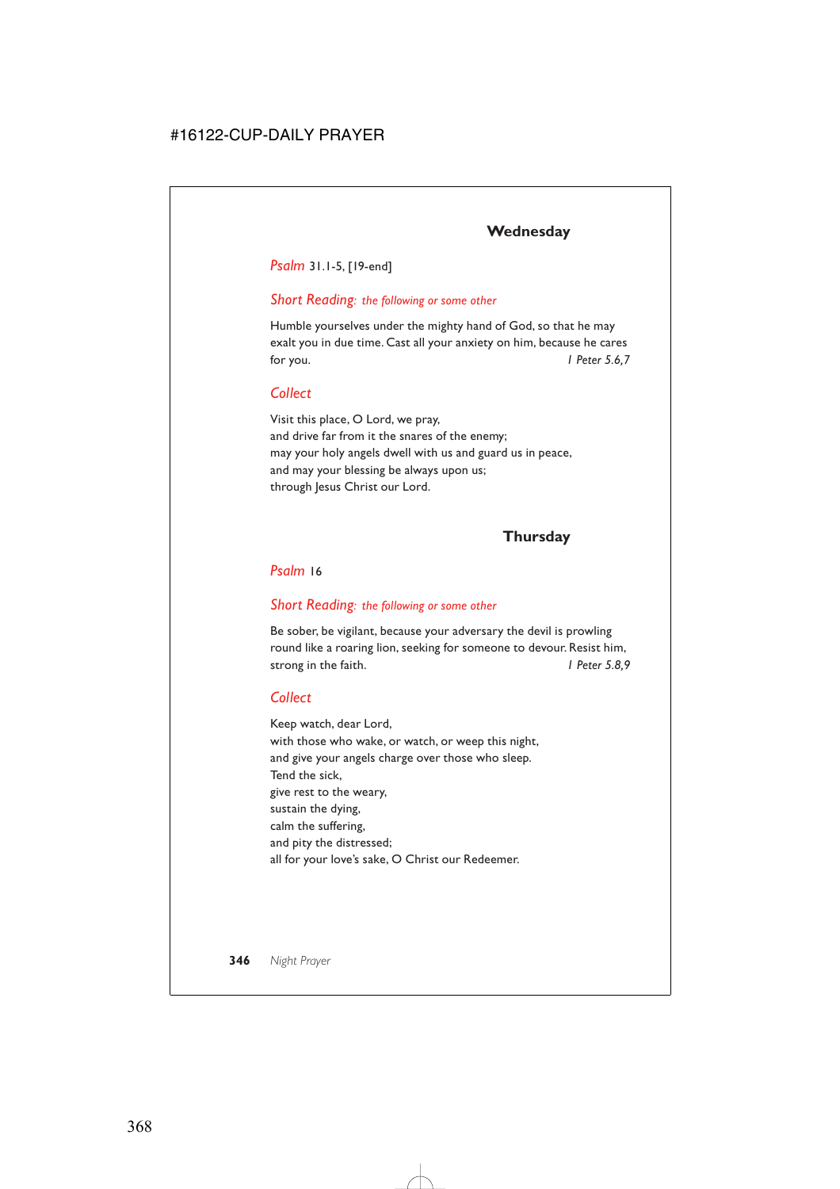## Wednesday

*Psalm* 31.1-5, [19-end]

*Short Reading: the following or some other*

Humble yourselves under the mighty hand of God, so that he may exalt you in due time. Cast all your anxiety on him, because he cares for you. *1 Peter 5.6,7*

*Collect*

Visit this place, O Lord, we pray,
and drive far from it the snares of the enemy;
may your holy angels dwell with us and guard us in peace,
and may your blessing be always upon us;
through Jesus Christ our Lord.

## Thursday

*Psalm* 16

*Short Reading: the following or some other*

Be sober, be vigilant, because your adversary the devil is prowling round like a roaring lion, seeking for someone to devour. Resist him, strong in the faith. *1 Peter 5.8,9*

*Collect*

Keep watch, dear Lord,
with those who wake, or watch, or weep this night,
and give your angels charge over those who sleep.
Tend the sick,
give rest to the weary,
sustain the dying,
calm the suffering,
and pity the distressed;
all for your love's sake, O Christ our Redeemer.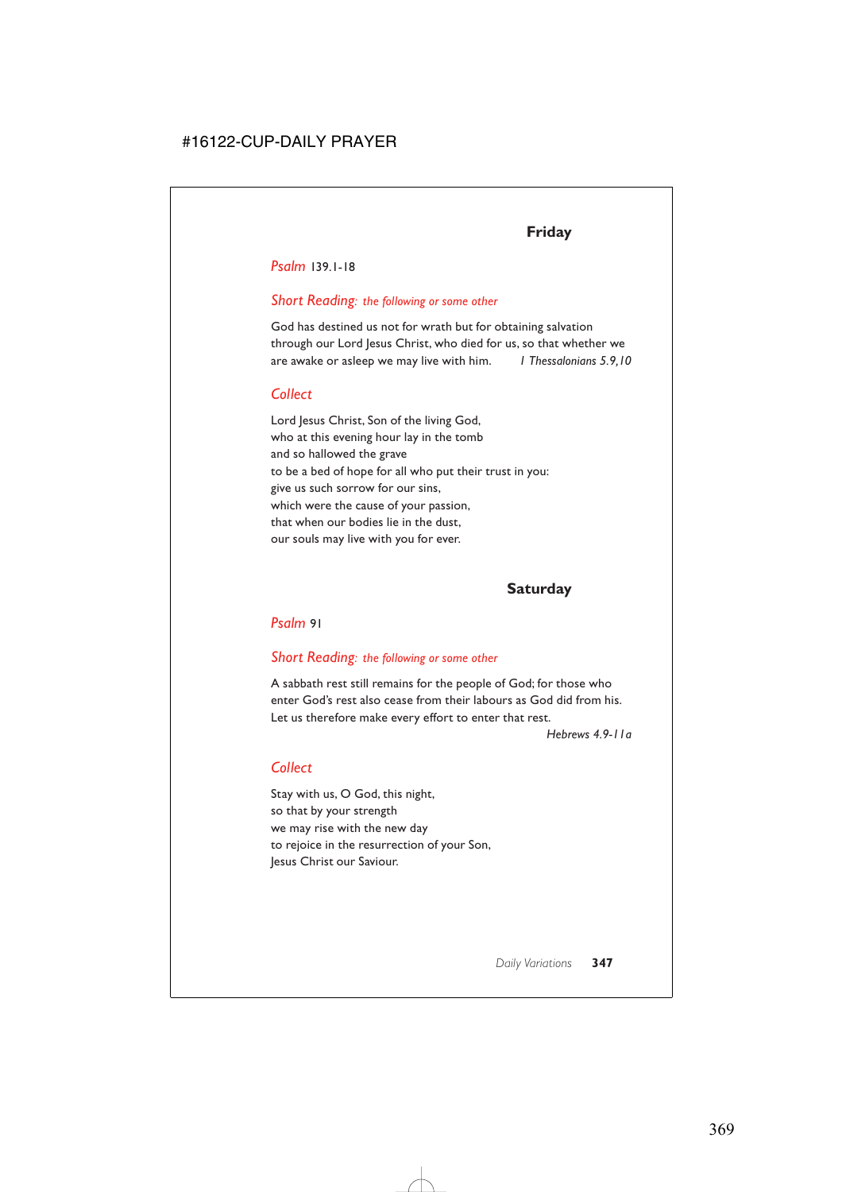## Friday

*Psalm* 139.1-18

*Short Reading: the following or some other*

God has destined us not for wrath but for obtaining salvation through our Lord Jesus Christ, who died for us, so that whether we are awake or asleep we may live with him. *1 Thessalonians 5.9,10*

*Collect*

Lord Jesus Christ, Son of the living God,
who at this evening hour lay in the tomb
and so hallowed the grave
to be a bed of hope for all who put their trust in you:
give us such sorrow for our sins,
which were the cause of your passion,
that when our bodies lie in the dust,
our souls may live with you for ever.

## Saturday

*Psalm* 91

*Short Reading: the following or some other*

A sabbath rest still remains for the people of God; for those who enter God's rest also cease from their labours as God did from his. Let us therefore make every effort to enter that rest.

*Hebrews 4.9-11a*

*Collect*

Stay with us, O God, this night,
so that by your strength
we may rise with the new day
to rejoice in the resurrection of your Son,
Jesus Christ our Saviour.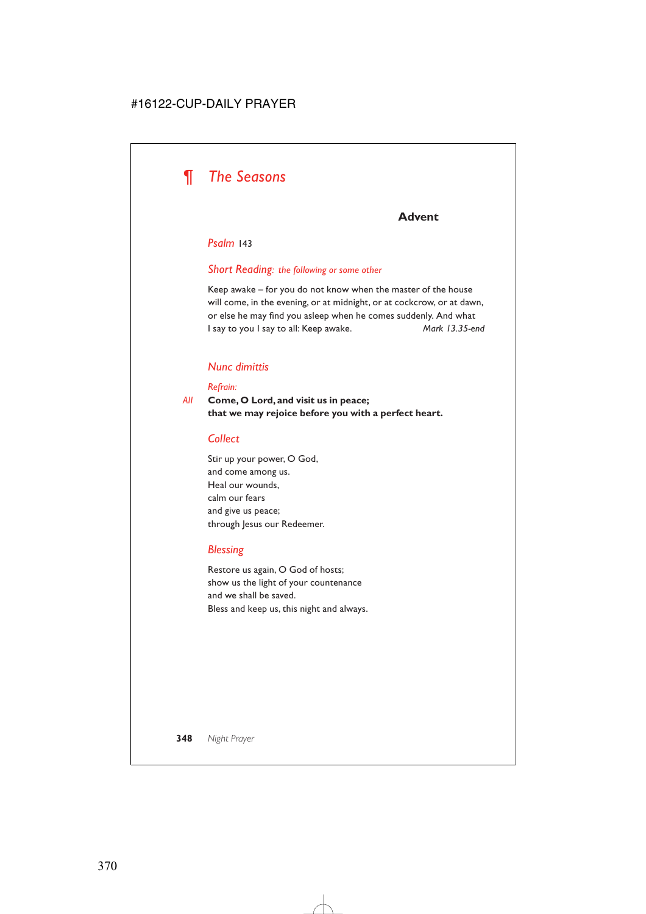# ¶ *The Seasons*

## Advent

*Psalm* 143

*Short Reading: the following or some other*

Keep awake – for you do not know when the master of the house will come, in the evening, or at midnight, or at cockcrow, or at dawn, or else he may find you asleep when he comes suddenly. And what I say to you I say to all: Keep awake. *Mark 13.35-end*

*Nunc dimittis*

*Refrain:*

*All* **Come, O Lord, and visit us in peace;**
**that we may rejoice before you with a perfect heart.**

*Collect*

Stir up your power, O God,
and come among us.
Heal our wounds,
calm our fears
and give us peace;
through Jesus our Redeemer.

*Blessing*

Restore us again, O God of hosts;
show us the light of your countenance
and we shall be saved.
Bless and keep us, this night and always.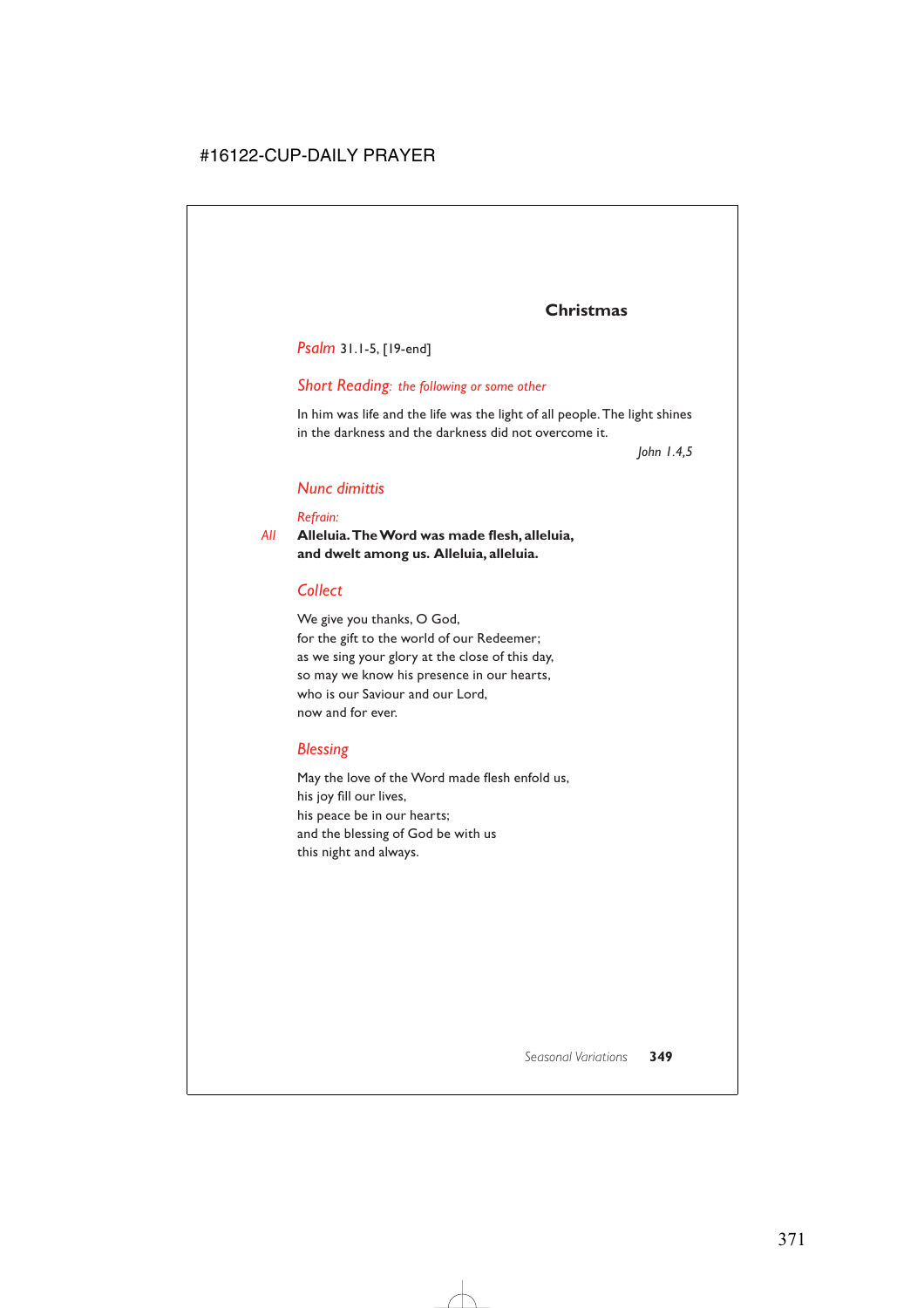## Christmas

*Psalm* 31.1-5, [19-end]

*Short Reading: the following or some other*

In him was life and the life was the light of all people. The light shines in the darkness and the darkness did not overcome it.

*John 1.4,5*

*Nunc dimittis*

*Refrain:*

*All* **Alleluia. The Word was made flesh, alleluia,**
**and dwelt among us. Alleluia, alleluia.**

*Collect*

We give you thanks, O God,
for the gift to the world of our Redeemer;
as we sing your glory at the close of this day,
so may we know his presence in our hearts,
who is our Saviour and our Lord,
now and for ever.

*Blessing*

May the love of the Word made flesh enfold us,
his joy fill our lives,
his peace be in our hearts;
and the blessing of God be with us
this night and always.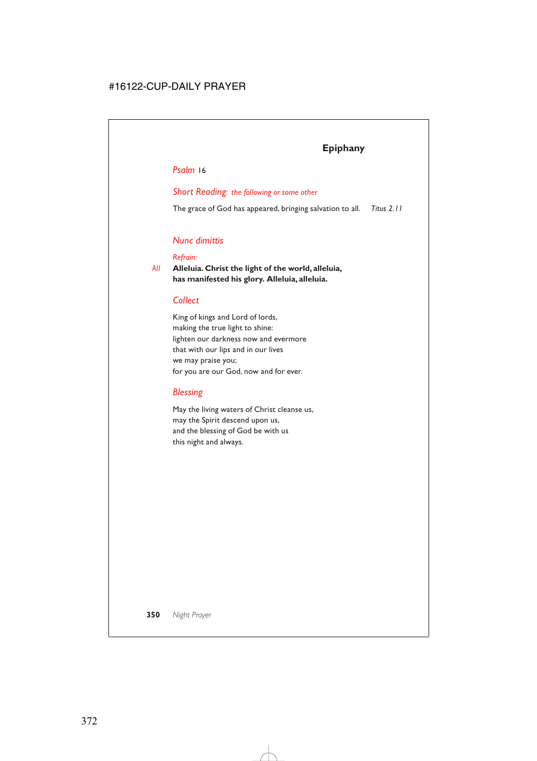## Epiphany

*Psalm* 16

*Short Reading: the following or some other*

The grace of God has appeared, bringing salvation to all. *Titus 2.11*

*Nunc dimittis*

*Refrain:*

*All* **Alleluia. Christ the light of the world, alleluia,
has manifested his glory. Alleluia, alleluia.**

*Collect*

King of kings and Lord of lords,
making the true light to shine:
lighten our darkness now and evermore
that with our lips and in our lives
we may praise you;
for you are our God, now and for ever.

*Blessing*

May the living waters of Christ cleanse us,
may the Spirit descend upon us,
and the blessing of God be with us
this night and always.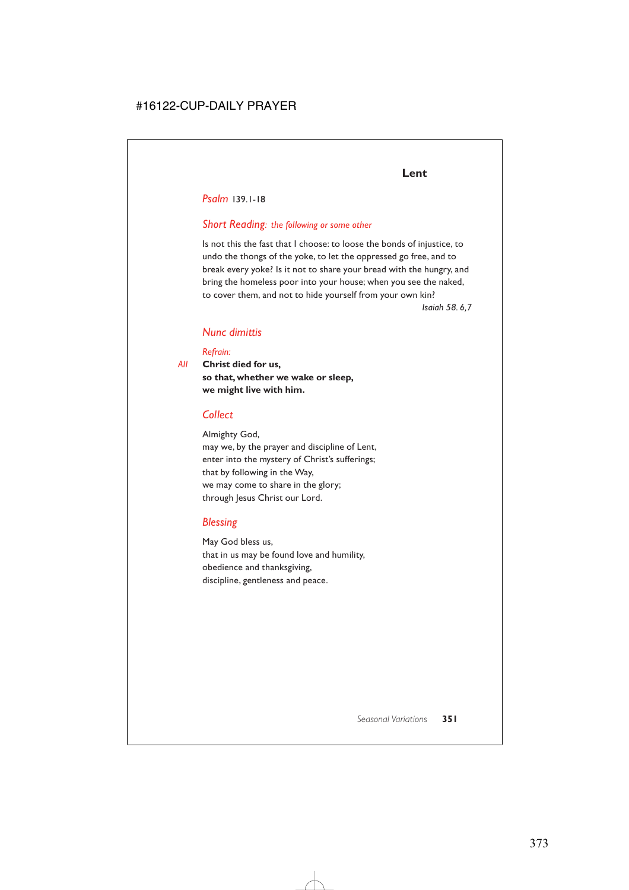## Lent

*Psalm* 139.1-18

*Short Reading: the following or some other*

Is not this the fast that I choose: to loose the bonds of injustice, to undo the thongs of the yoke, to let the oppressed go free, and to break every yoke? Is it not to share your bread with the hungry, and bring the homeless poor into your house; when you see the naked, to cover them, and not to hide yourself from your own kin?

*Isaiah 58. 6,7*

### *Nunc dimittis*

*Refrain:*

*All* **Christ died for us,**
**so that, whether we wake or sleep,**
**we might live with him.**

### *Collect*

Almighty God,
may we, by the prayer and discipline of Lent,
enter into the mystery of Christ's sufferings;
that by following in the Way,
we may come to share in the glory;
through Jesus Christ our Lord.

### *Blessing*

May God bless us,
that in us may be found love and humility,
obedience and thanksgiving,
discipline, gentleness and peace.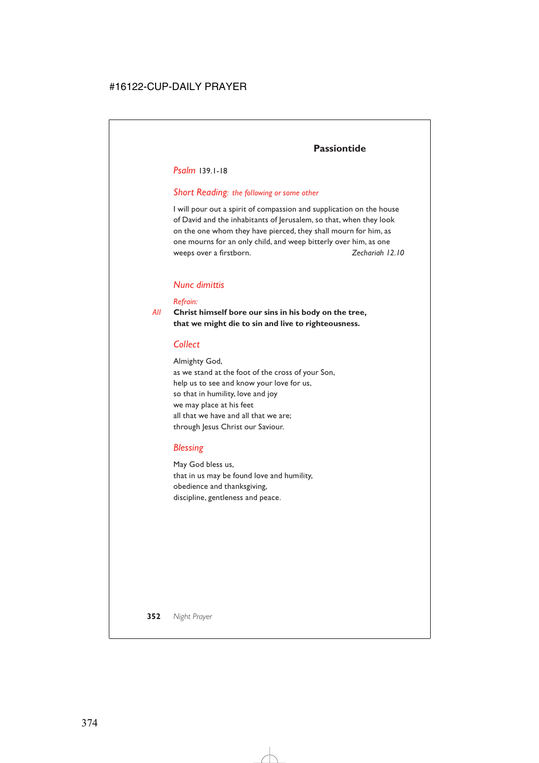## Passiontide

*Psalm* 139.1-18

*Short Reading: the following or some other*

I will pour out a spirit of compassion and supplication on the house of David and the inhabitants of Jerusalem, so that, when they look on the one whom they have pierced, they shall mourn for him, as one mourns for an only child, and weep bitterly over him, as one weeps over a firstborn. *Zechariah 12.10*

### *Nunc dimittis*

*Refrain:*

*All* **Christ himself bore our sins in his body on the tree,**
**that we might die to sin and live to righteousness.**

### *Collect*

Almighty God,
as we stand at the foot of the cross of your Son,
help us to see and know your love for us,
so that in humility, love and joy
we may place at his feet
all that we have and all that we are;
through Jesus Christ our Saviour.

### *Blessing*

May God bless us,
that in us may be found love and humility,
obedience and thanksgiving,
discipline, gentleness and peace.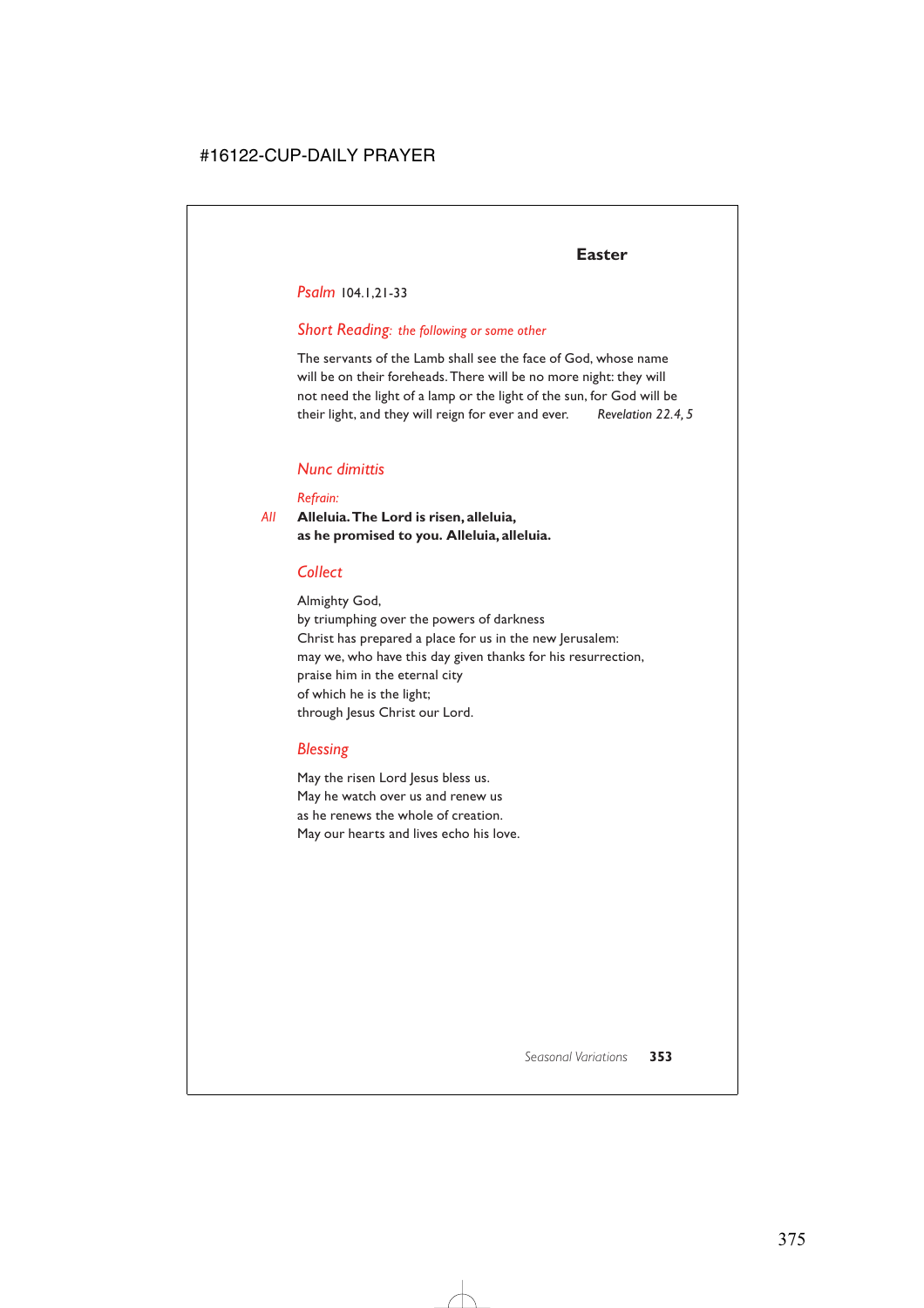## Easter

*Psalm* 104.1,21-33

*Short Reading: the following or some other*

The servants of the Lamb shall see the face of God, whose name will be on their foreheads. There will be no more night: they will not need the light of a lamp or the light of the sun, for God will be their light, and they will reign for ever and ever. *Revelation 22.4, 5*

### *Nunc dimittis*

*Refrain:*

*All* **Alleluia. The Lord is risen, alleluia,
as he promised to you. Alleluia, alleluia.**

### *Collect*

Almighty God,
by triumphing over the powers of darkness
Christ has prepared a place for us in the new Jerusalem:
may we, who have this day given thanks for his resurrection,
praise him in the eternal city
of which he is the light;
through Jesus Christ our Lord.

### *Blessing*

May the risen Lord Jesus bless us.
May he watch over us and renew us
as he renews the whole of creation.
May our hearts and lives echo his love.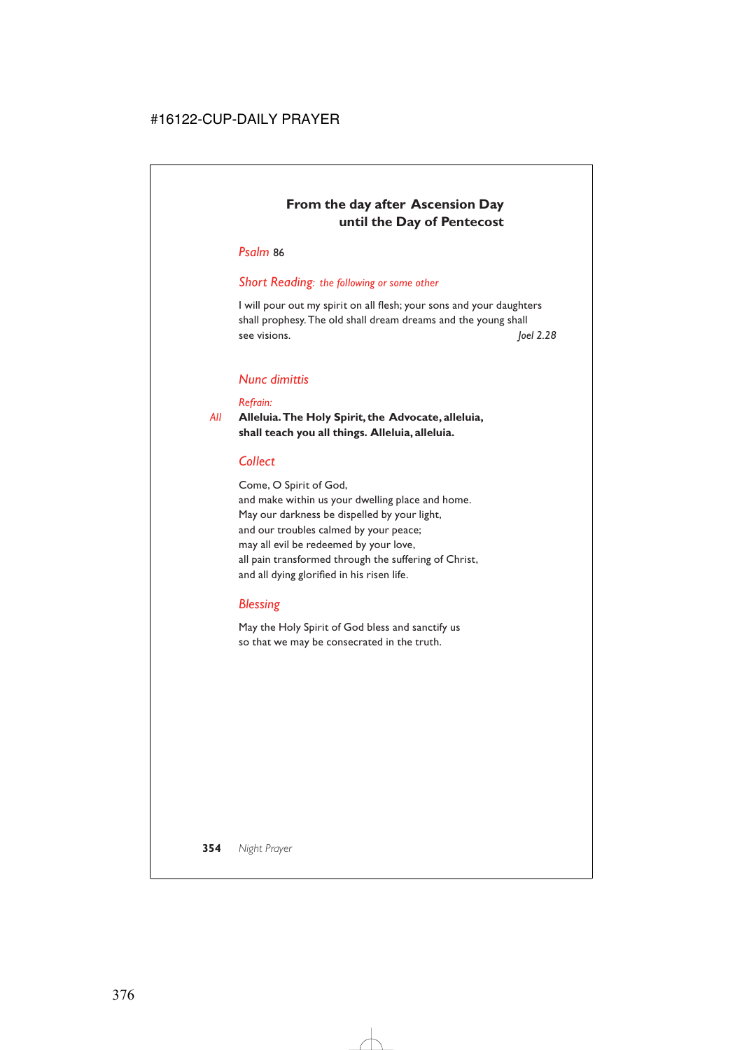## From the day after Ascension Day until the Day of Pentecost

*Psalm* 86

*Short Reading: the following or some other*

I will pour out my spirit on all flesh; your sons and your daughters shall prophesy. The old shall dream dreams and the young shall see visions. *Joel 2.28*

### *Nunc dimittis*

*Refrain:*

*All* **Alleluia. The Holy Spirit, the Advocate, alleluia, shall teach you all things. Alleluia, alleluia.**

### *Collect*

Come, O Spirit of God,
and make within us your dwelling place and home.
May our darkness be dispelled by your light,
and our troubles calmed by your peace;
may all evil be redeemed by your love,
all pain transformed through the suffering of Christ,
and all dying glorified in his risen life.

### *Blessing*

May the Holy Spirit of God bless and sanctify us
so that we may be consecrated in the truth.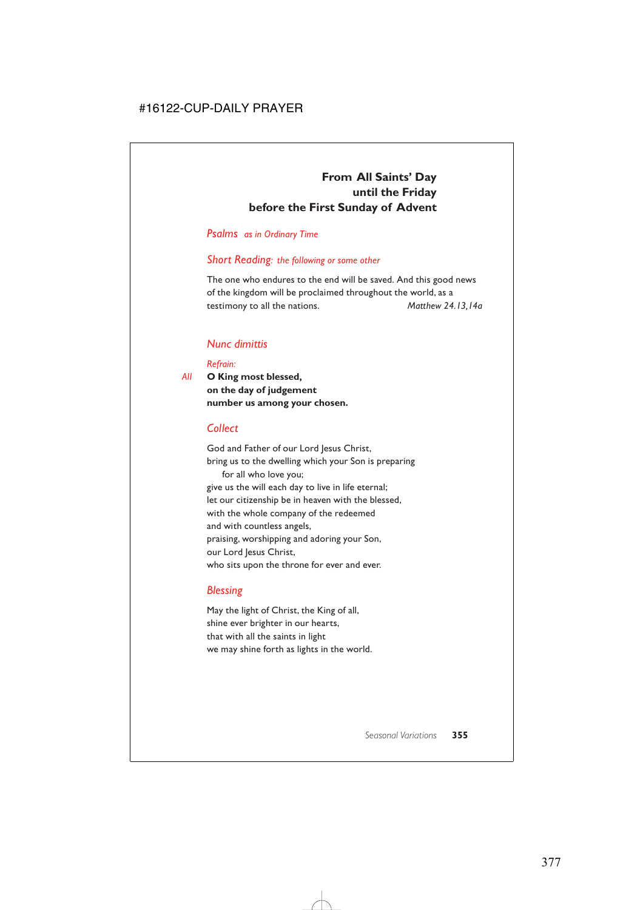## From All Saints' Day until the Friday before the First Sunday of Advent

*Psalms* *as in Ordinary Time*

*Short Reading: the following or some other*

The one who endures to the end will be saved. And this good news of the kingdom will be proclaimed throughout the world, as a testimony to all the nations. *Matthew 24.13,14a*

### *Nunc dimittis*

*Refrain:*

*All* **O King most blessed,**
**on the day of judgement**
**number us among your chosen.**

### *Collect*

God and Father of our Lord Jesus Christ,
bring us to the dwelling which your Son is preparing
for all who love you;
give us the will each day to live in life eternal;
let our citizenship be in heaven with the blessed,
with the whole company of the redeemed
and with countless angels,
praising, worshipping and adoring your Son,
our Lord Jesus Christ,
who sits upon the throne for ever and ever.

### *Blessing*

May the light of Christ, the King of all,
shine ever brighter in our hearts,
that with all the saints in light
we may shine forth as lights in the world.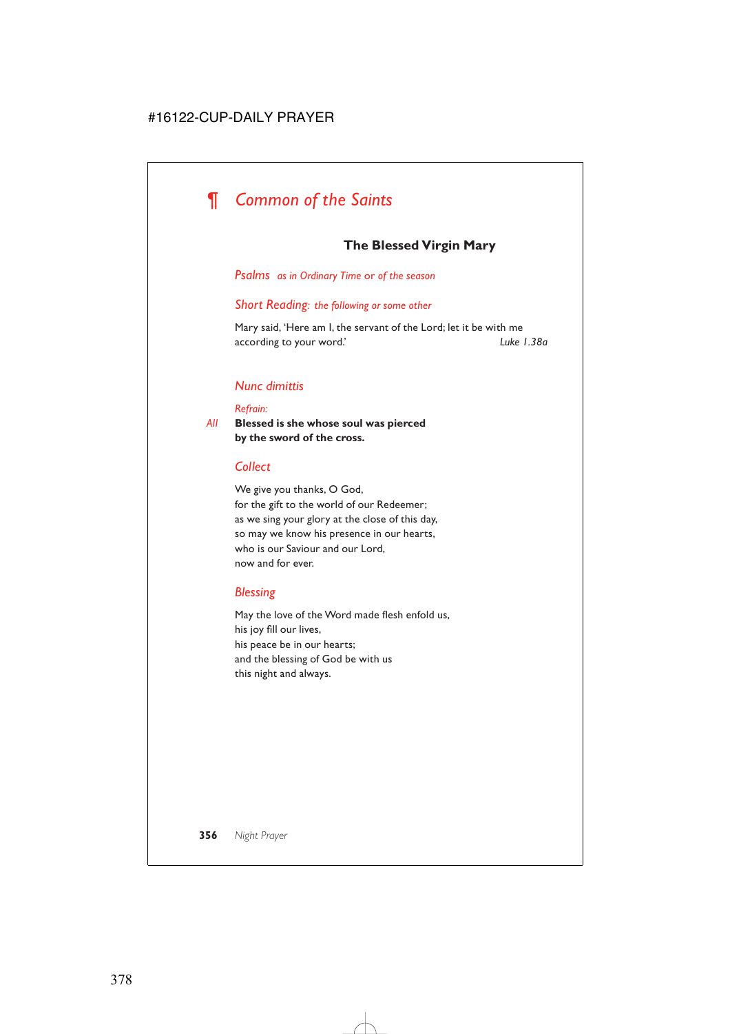# ¶ *Common of the Saints*

## The Blessed Virgin Mary

*Psalms as in Ordinary Time* or *of the season*

*Short Reading: the following or some other*

Mary said, 'Here am I, the servant of the Lord; let it be with me according to your word.' *Luke 1.38a*

*Nunc dimittis*

*Refrain:*

*All* **Blessed is she whose soul was pierced**
**by the sword of the cross.**

*Collect*

We give you thanks, O God,
for the gift to the world of our Redeemer;
as we sing your glory at the close of this day,
so may we know his presence in our hearts,
who is our Saviour and our Lord,
now and for ever.

*Blessing*

May the love of the Word made flesh enfold us,
his joy fill our lives,
his peace be in our hearts;
and the blessing of God be with us
this night and always.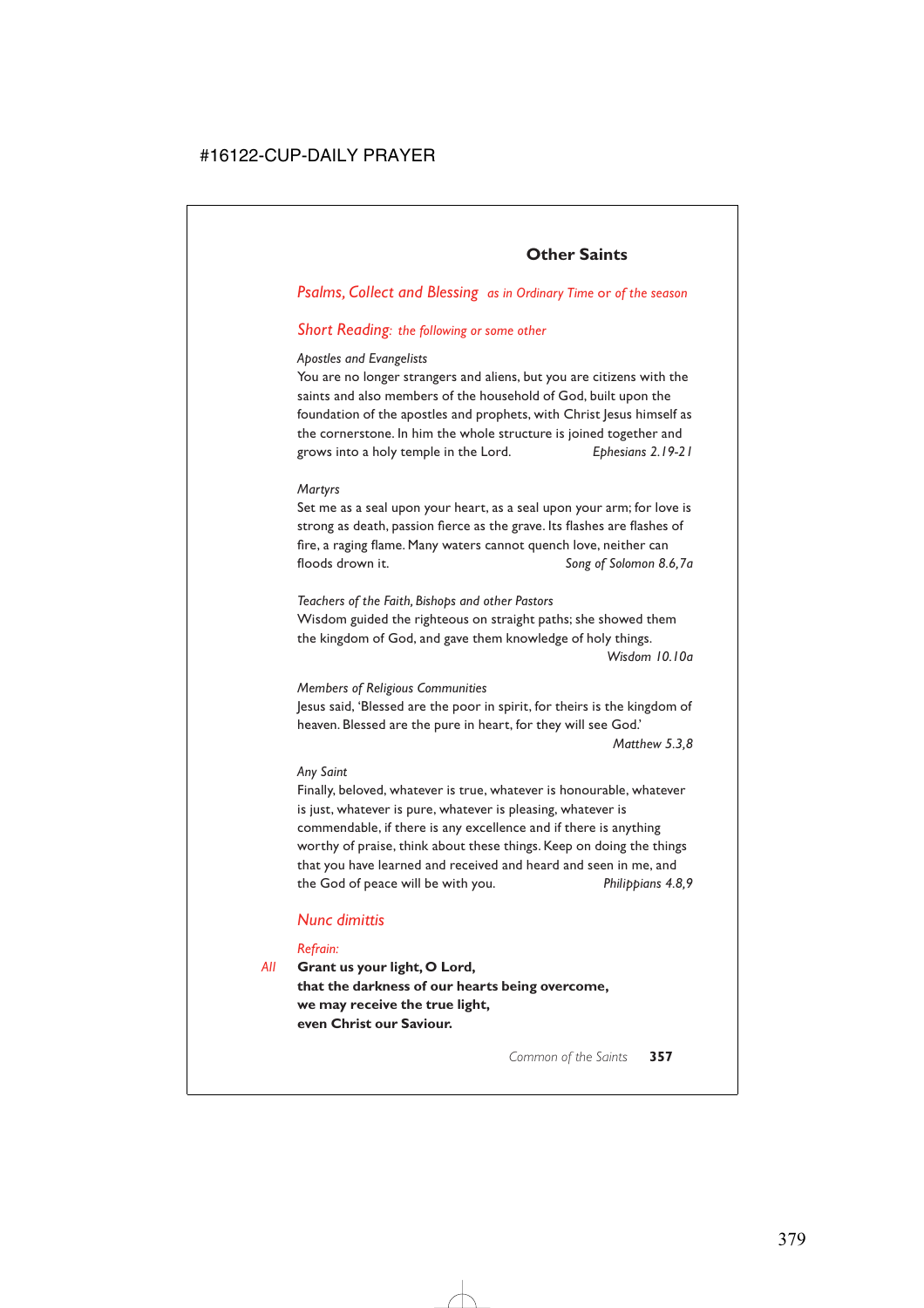## Other Saints

*Psalms, Collect and Blessing* *as in Ordinary Time* or *of the season*

*Short Reading:* *the following or some other*

*Apostles and Evangelists*

You are no longer strangers and aliens, but you are citizens with the saints and also members of the household of God, built upon the foundation of the apostles and prophets, with Christ Jesus himself as the cornerstone. In him the whole structure is joined together and grows into a holy temple in the Lord. *Ephesians 2.19-21*

*Martyrs*

Set me as a seal upon your heart, as a seal upon your arm; for love is strong as death, passion fierce as the grave. Its flashes are flashes of fire, a raging flame. Many waters cannot quench love, neither can floods drown it. *Song of Solomon 8.6,7a*

*Teachers of the Faith, Bishops and other Pastors*

Wisdom guided the righteous on straight paths; she showed them the kingdom of God, and gave them knowledge of holy things. *Wisdom 10.10a*

*Members of Religious Communities*

Jesus said, 'Blessed are the poor in spirit, for theirs is the kingdom of heaven. Blessed are the pure in heart, for they will see God.' *Matthew 5.3,8*

*Any Saint*

Finally, beloved, whatever is true, whatever is honourable, whatever is just, whatever is pure, whatever is pleasing, whatever is commendable, if there is any excellence and if there is anything worthy of praise, think about these things. Keep on doing the things that you have learned and received and heard and seen in me, and the God of peace will be with you. *Philippians 4.8,9*

### *Nunc dimittis*

*Refrain:*

*All* **Grant us your light, O Lord,**
**that the darkness of our hearts being overcome,**
**we may receive the true light,**
**even Christ our Saviour.**